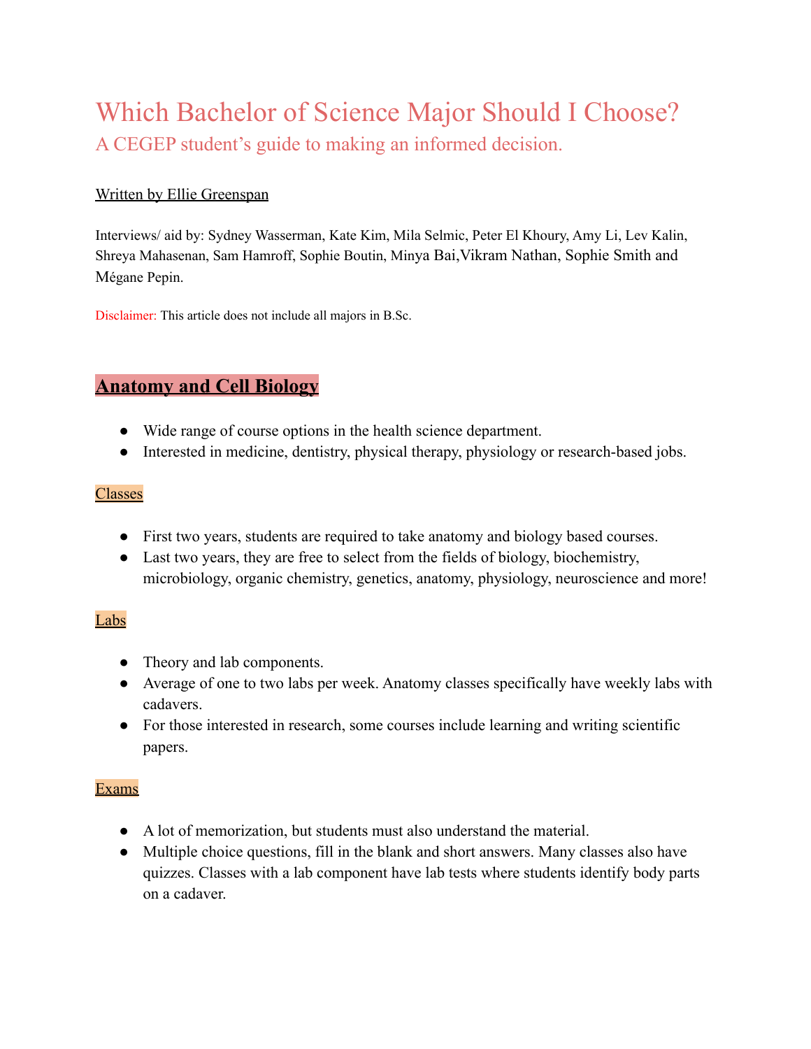# Which Bachelor of Science Major Should I Choose?

## A CEGEP student's guide to making an informed decision.

Written by Ellie Greenspan

Interviews/ aid by: Sydney Wasserman, Kate Kim, Mila Selmic, Peter El Khoury, Amy Li, Lev Kalin, Shreya Mahasenan, Sam Hamroff, Sophie Boutin, Minya Bai,Vikram Nathan, Sophie Smith and Mégane Pepin.

Disclaimer: This article does not include all majors in B.Sc.

## Anatomy and Cell Biology

- Wide range of course options in the health science department.
- Interested in medicine, dentistry, physical therapy, physiology or research-based jobs.

### Classes

- First two years, students are required to take anatomy and biology based courses.
- Last two years, they are free to select from the fields of biology, biochemistry, microbiology, organic chemistry, genetics, anatomy, physiology, neuroscience and more!

### Labs

- Theory and lab components.
- Average of one to two labs per week. Anatomy classes specifically have weekly labs with cadavers.
- For those interested in research, some courses include learning and writing scientific papers.

### Exams

- A lot of memorization, but students must also understand the material.
- Multiple choice questions, fill in the blank and short answers. Many classes also have quizzes. Classes with a lab component have lab tests where students identify body parts on a cadaver.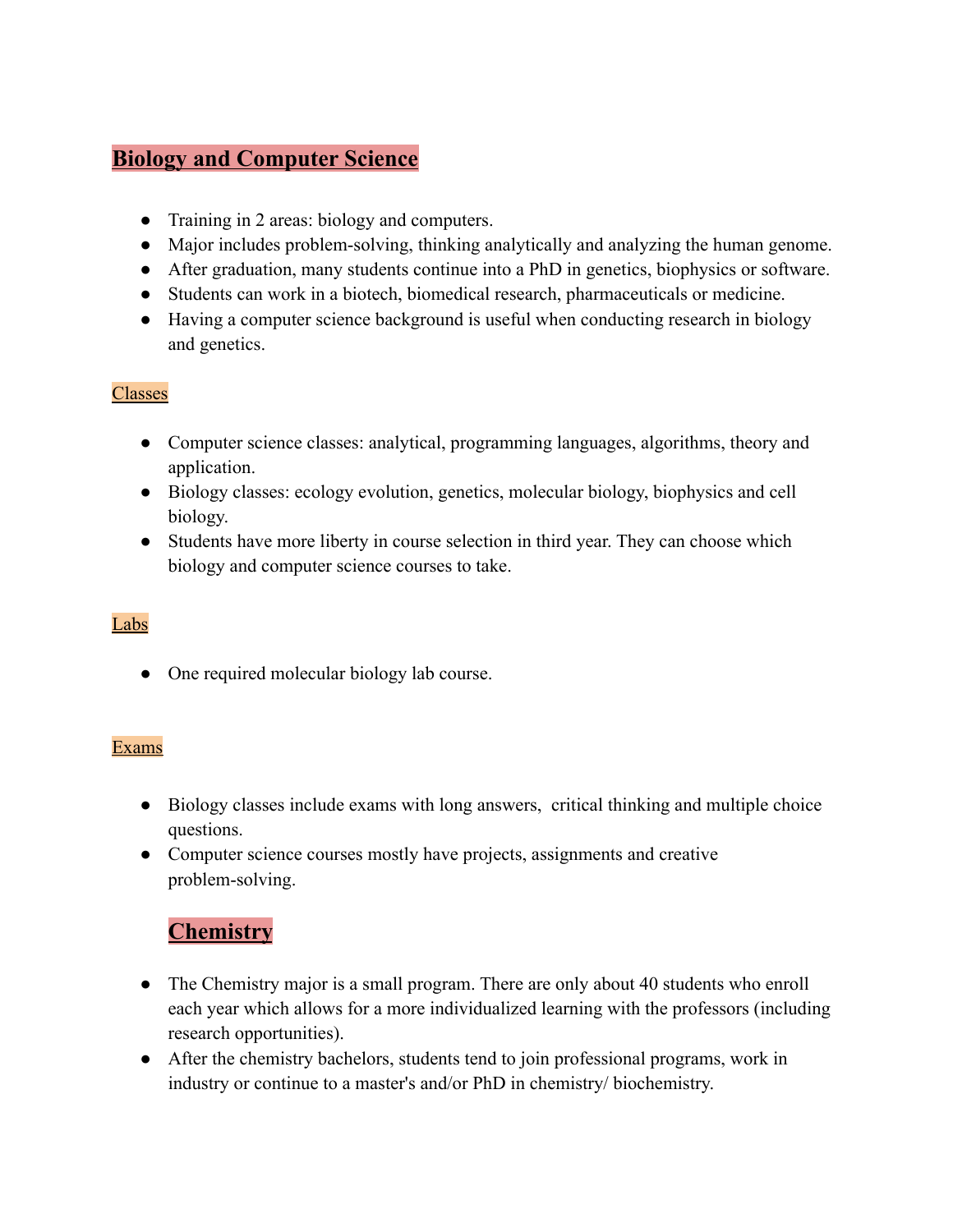## Biology and Computer Science

- Training in 2 areas: biology and computers.
- Major includes problem-solving, thinking analytically and analyzing the human genome.
- After graduation, many students continue into a PhD in genetics, biophysics or software.
- Students can work in a biotech, biomedical research, pharmaceuticals or medicine.
- Having a computer science background is useful when conducting research in biology and genetics.

### Classes

- Computer science classes: analytical, programming languages, algorithms, theory and application.
- Biology classes: ecology evolution, genetics, molecular biology, biophysics and cell biology.
- Students have more liberty in course selection in third year. They can choose which biology and computer science courses to take.

### Labs

- One required molecular biology lab course.

### Exams

- Biology classes include exams with long answers, critical thinking and multiple choice questions.
- Computer science courses mostly have projects, assignments and creative problem-solving.

## Chemistry

- The Chemistry major is a small program. There are only about 40 students who enroll each year which allows for a more individualized learning with the professors (including research opportunities).
- After the chemistry bachelors, students tend to join professional programs, work in industry or continue to a master's and/or PhD in chemistry/ biochemistry.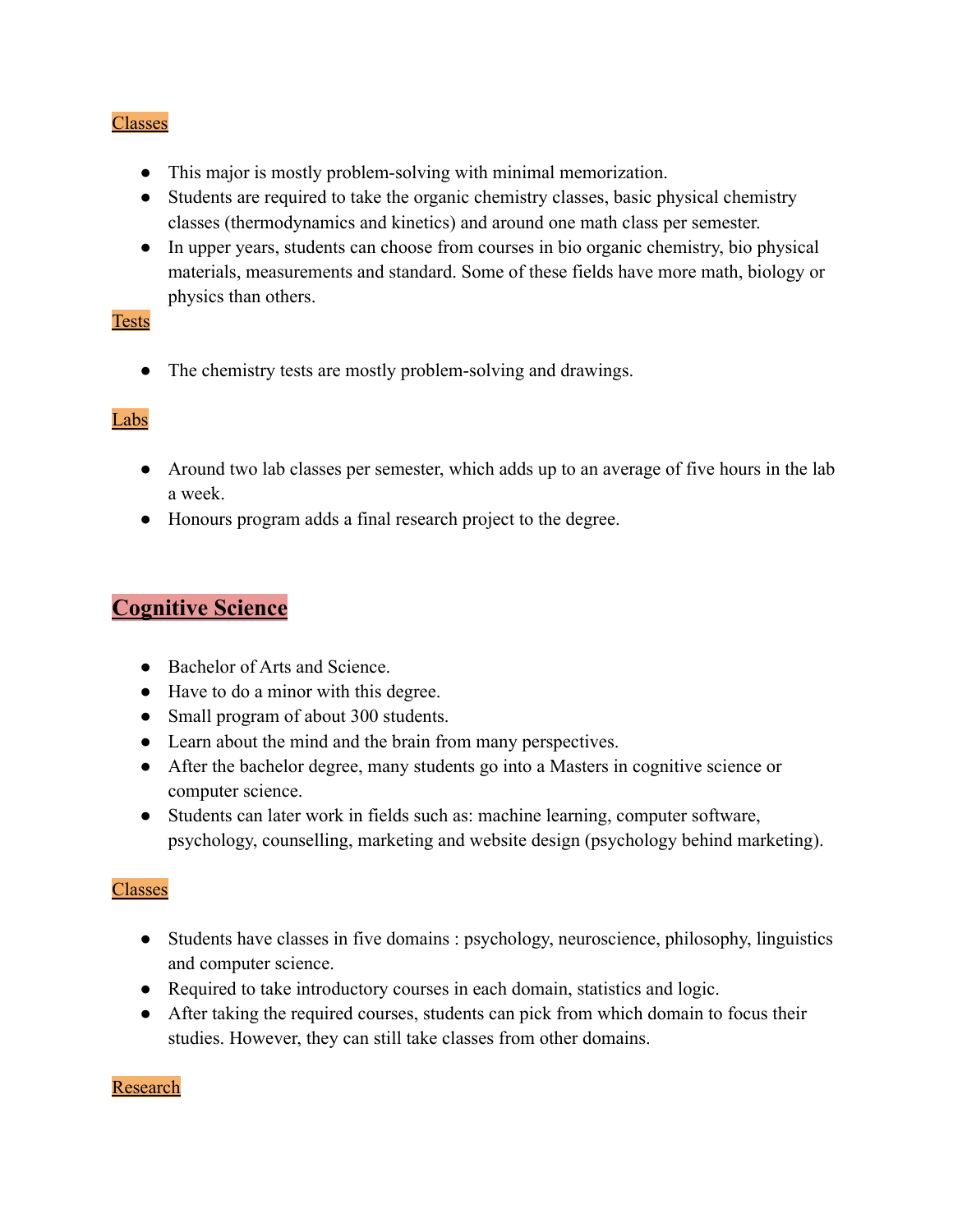### Classes

- This major is mostly problem-solving with minimal memorization.
- Students are required to take the organic chemistry classes, basic physical chemistry classes (thermodynamics and kinetics) and around one math class per semester.
- In upper years, students can choose from courses in bio organic chemistry, bio physical materials, measurements and standard. Some of these fields have more math, biology or physics than others.

### Tests

- The chemistry tests are mostly problem-solving and drawings.

### Labs

- Around two lab classes per semester, which adds up to an average of five hours in the lab a week.
- Honours program adds a final research project to the degree.

## Cognitive Science

- Bachelor of Arts and Science.
- Have to do a minor with this degree.
- Small program of about 300 students.
- Learn about the mind and the brain from many perspectives.
- After the bachelor degree, many students go into a Masters in cognitive science or computer science.
- Students can later work in fields such as: machine learning, computer software, psychology, counselling, marketing and website design (psychology behind marketing).

### Classes

- Students have classes in five domains : psychology, neuroscience, philosophy, linguistics and computer science.
- Required to take introductory courses in each domain, statistics and logic.
- After taking the required courses, students can pick from which domain to focus their studies. However, they can still take classes from other domains.

### Research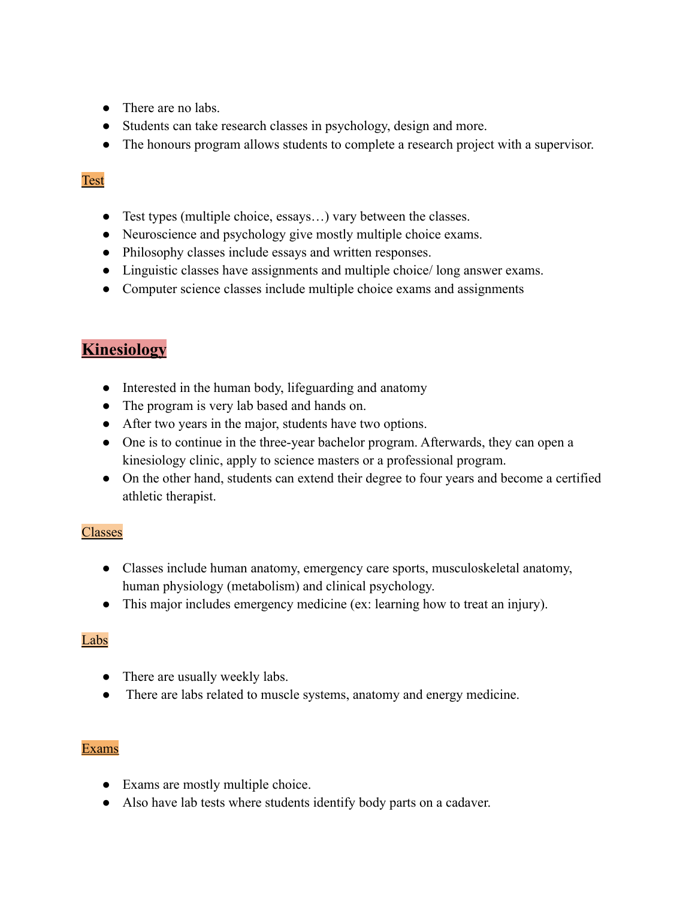- There are no labs.
- Students can take research classes in psychology, design and more.
- The honours program allows students to complete a research project with a supervisor.

### Test

- Test types (multiple choice, essays…) vary between the classes.
- Neuroscience and psychology give mostly multiple choice exams.
- Philosophy classes include essays and written responses.
- Linguistic classes have assignments and multiple choice/ long answer exams.
- Computer science classes include multiple choice exams and assignments

## Kinesiology

- Interested in the human body, lifeguarding and anatomy
- The program is very lab based and hands on.
- After two years in the major, students have two options.
- One is to continue in the three-year bachelor program. Afterwards, they can open a kinesiology clinic, apply to science masters or a professional program.
- On the other hand, students can extend their degree to four years and become a certified athletic therapist.

### Classes

- Classes include human anatomy, emergency care sports, musculoskeletal anatomy, human physiology (metabolism) and clinical psychology.
- This major includes emergency medicine (ex: learning how to treat an injury).

### Labs

- There are usually weekly labs.
- There are labs related to muscle systems, anatomy and energy medicine.

### Exams

- Exams are mostly multiple choice.
- Also have lab tests where students identify body parts on a cadaver.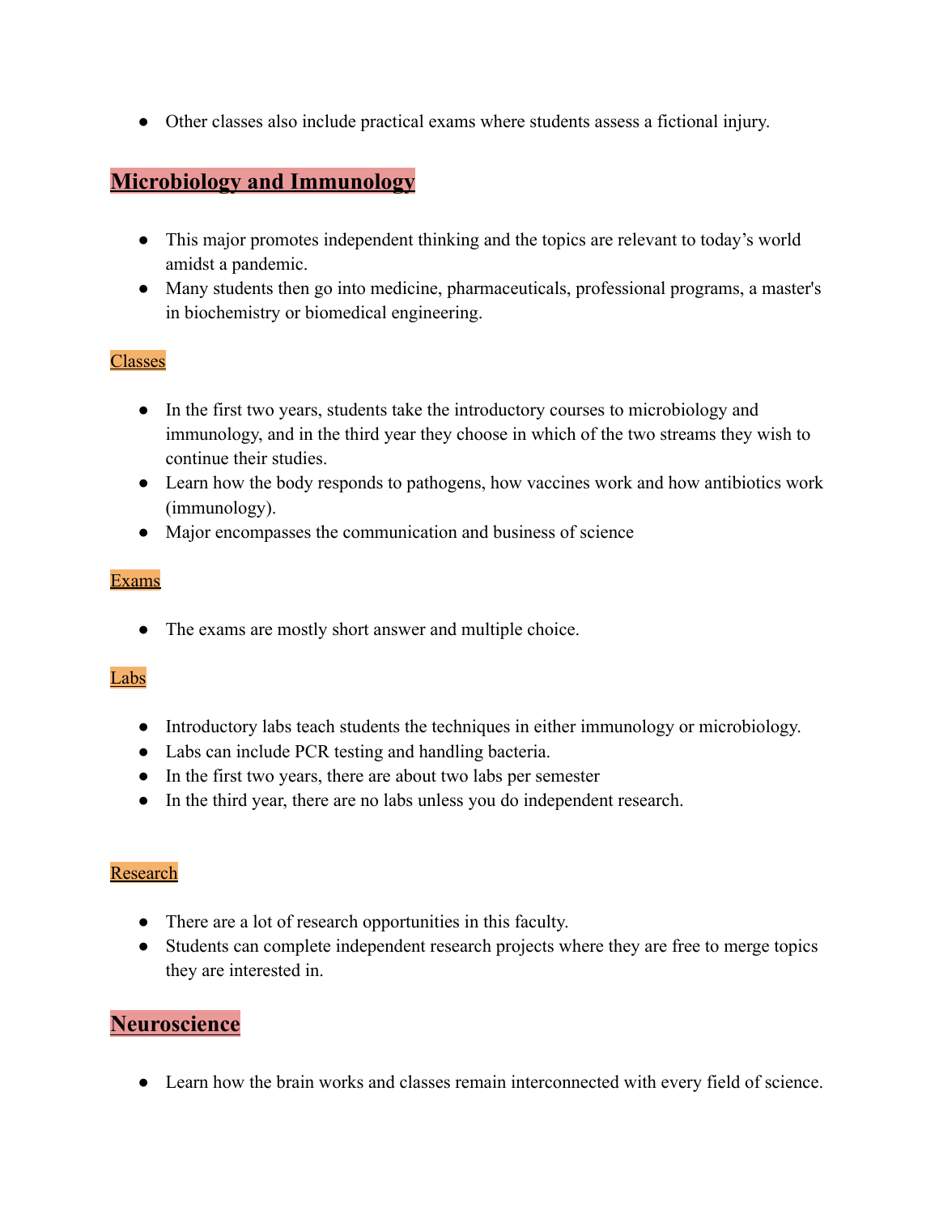- Other classes also include practical exams where students assess a fictional injury.

## Microbiology and Immunology

- This major promotes independent thinking and the topics are relevant to today's world amidst a pandemic.
- Many students then go into medicine, pharmaceuticals, professional programs, a master's in biochemistry or biomedical engineering.

### Classes

- In the first two years, students take the introductory courses to microbiology and immunology, and in the third year they choose in which of the two streams they wish to continue their studies.
- Learn how the body responds to pathogens, how vaccines work and how antibiotics work (immunology).
- Major encompasses the communication and business of science

### Exams

- The exams are mostly short answer and multiple choice.

### Labs

- Introductory labs teach students the techniques in either immunology or microbiology.
- Labs can include PCR testing and handling bacteria.
- In the first two years, there are about two labs per semester
- In the third year, there are no labs unless you do independent research.

### Research

- There are a lot of research opportunities in this faculty.
- Students can complete independent research projects where they are free to merge topics they are interested in.

## Neuroscience

- Learn how the brain works and classes remain interconnected with every field of science.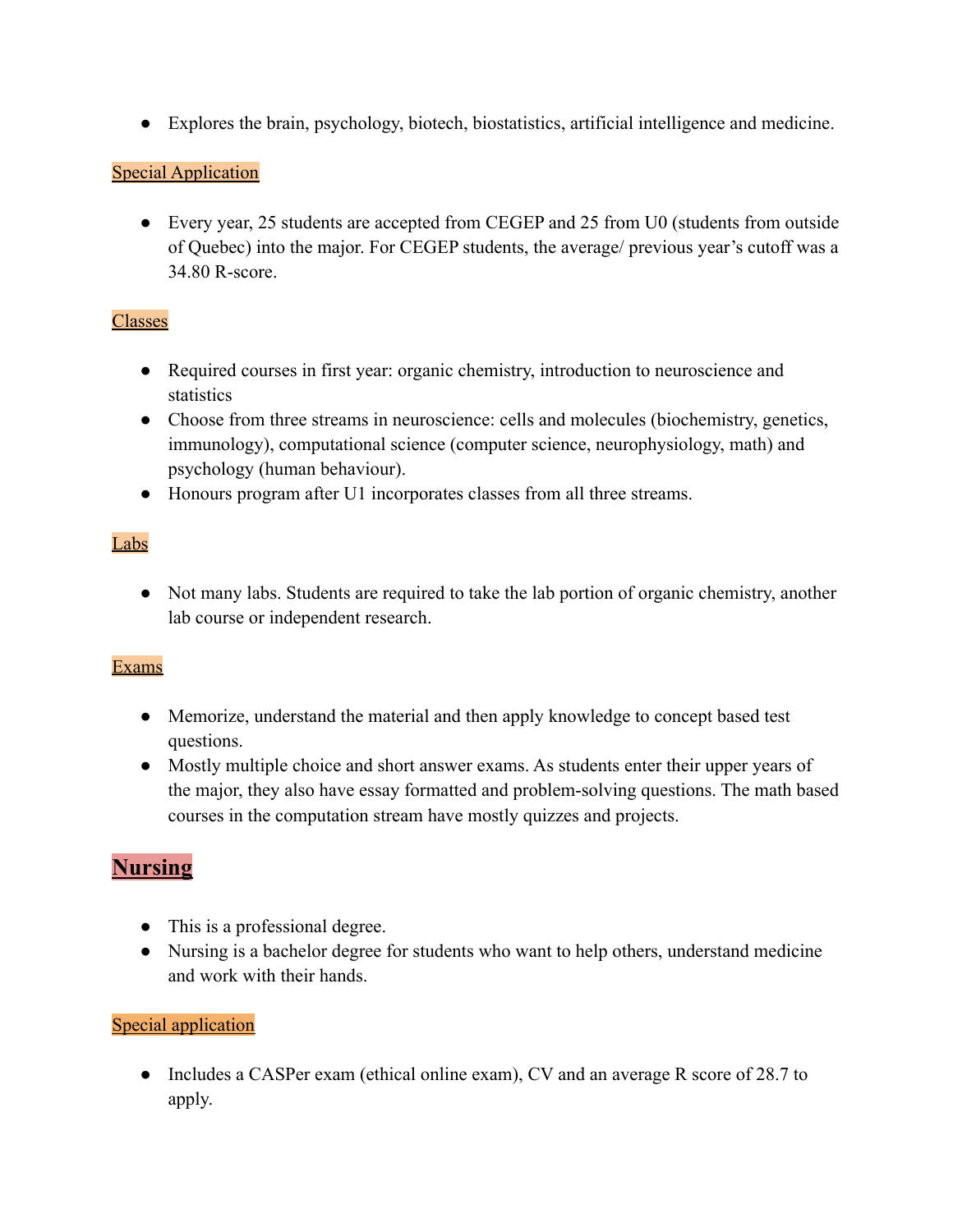- Explores the brain, psychology, biotech, biostatistics, artificial intelligence and medicine.

### Special Application

- Every year, 25 students are accepted from CEGEP and 25 from U0 (students from outside of Quebec) into the major. For CEGEP students, the average/ previous year's cutoff was a 34.80 R-score.

### Classes

- Required courses in first year: organic chemistry, introduction to neuroscience and statistics
- Choose from three streams in neuroscience: cells and molecules (biochemistry, genetics, immunology), computational science (computer science, neurophysiology, math) and psychology (human behaviour).
- Honours program after U1 incorporates classes from all three streams.

### Labs

- Not many labs. Students are required to take the lab portion of organic chemistry, another lab course or independent research.

### Exams

- Memorize, understand the material and then apply knowledge to concept based test questions.
- Mostly multiple choice and short answer exams. As students enter their upper years of the major, they also have essay formatted and problem-solving questions. The math based courses in the computation stream have mostly quizzes and projects.

## Nursing

- This is a professional degree.
- Nursing is a bachelor degree for students who want to help others, understand medicine and work with their hands.

### Special application

- Includes a CASPer exam (ethical online exam), CV and an average R score of 28.7 to apply.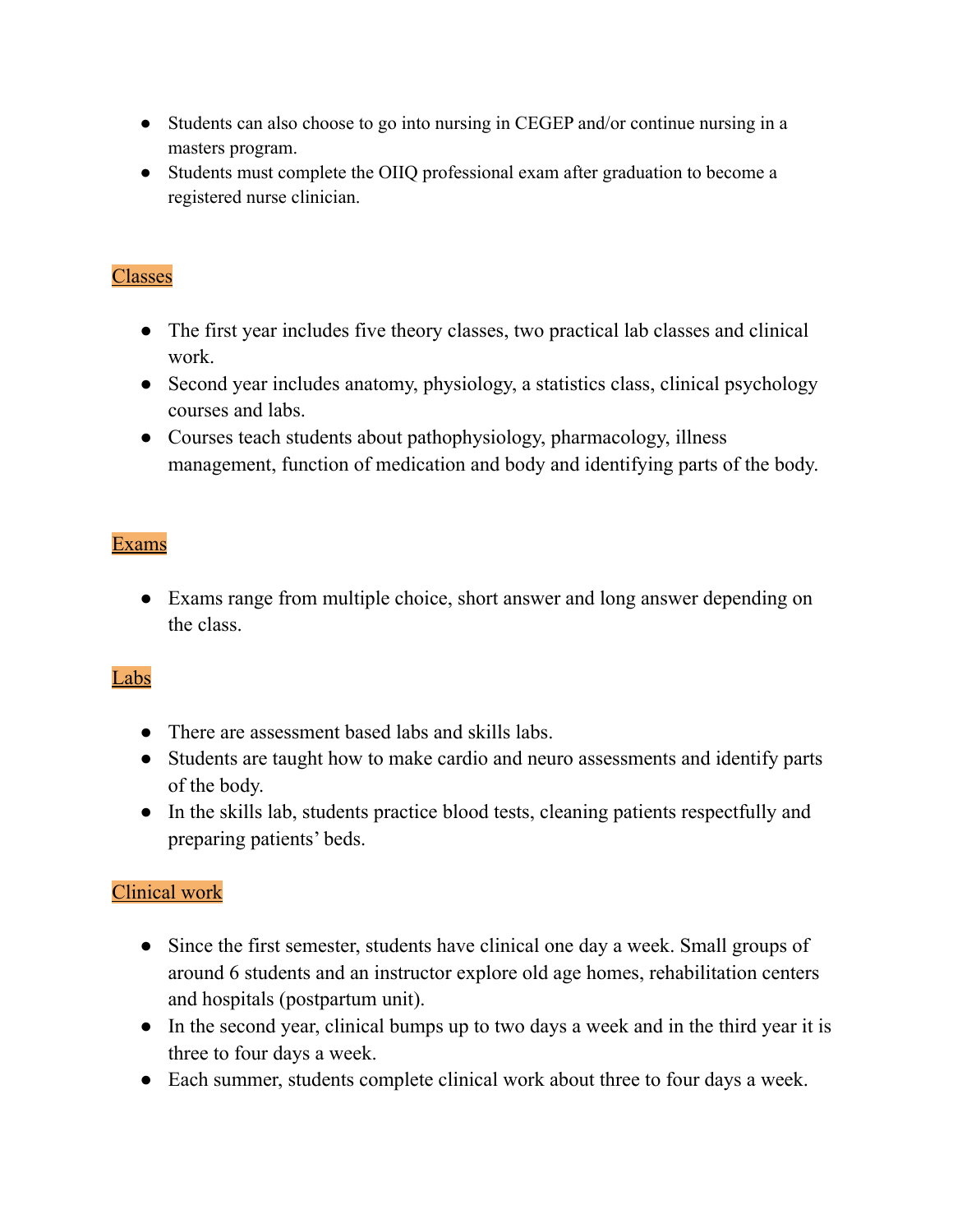- Students can also choose to go into nursing in CEGEP and/or continue nursing in a masters program.
- Students must complete the OIIQ professional exam after graduation to become a registered nurse clinician.

## Classes

- The first year includes five theory classes, two practical lab classes and clinical work.
- Second year includes anatomy, physiology, a statistics class, clinical psychology courses and labs.
- Courses teach students about pathophysiology, pharmacology, illness management, function of medication and body and identifying parts of the body.

## Exams

- Exams range from multiple choice, short answer and long answer depending on the class.

## Labs

- There are assessment based labs and skills labs.
- Students are taught how to make cardio and neuro assessments and identify parts of the body.
- In the skills lab, students practice blood tests, cleaning patients respectfully and preparing patients' beds.

## Clinical work

- Since the first semester, students have clinical one day a week. Small groups of around 6 students and an instructor explore old age homes, rehabilitation centers and hospitals (postpartum unit).
- In the second year, clinical bumps up to two days a week and in the third year it is three to four days a week.
- Each summer, students complete clinical work about three to four days a week.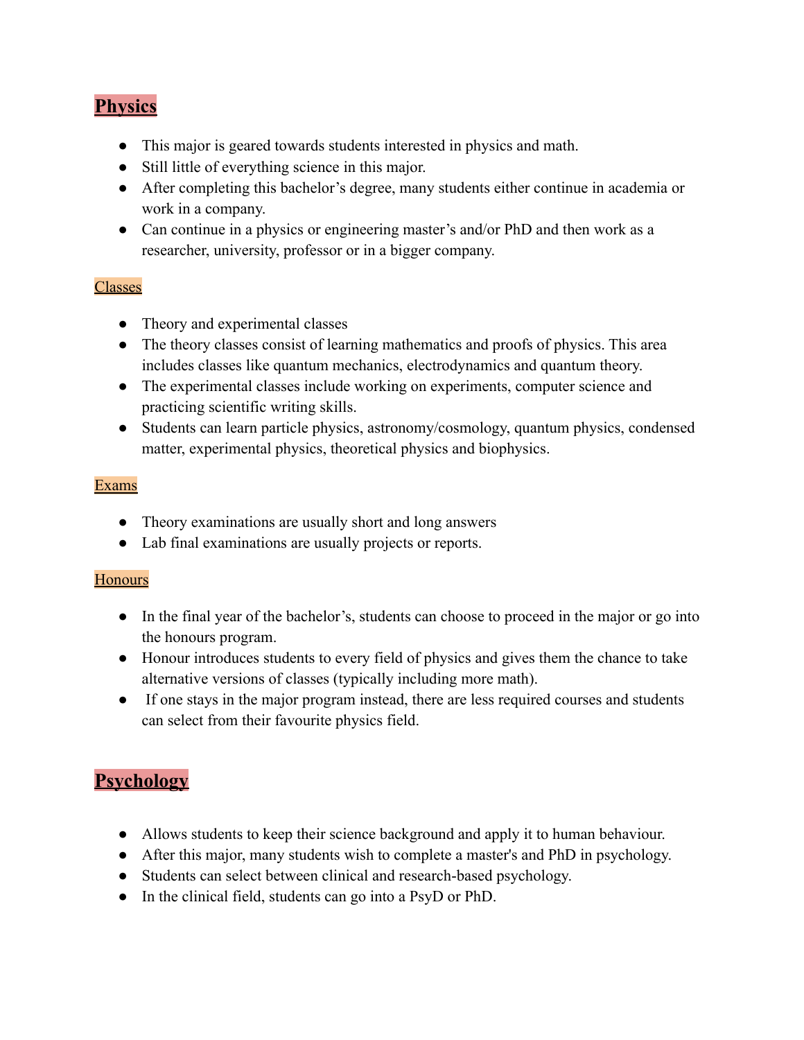## Physics

- This major is geared towards students interested in physics and math.
- Still little of everything science in this major.
- After completing this bachelor's degree, many students either continue in academia or work in a company.
- Can continue in a physics or engineering master's and/or PhD and then work as a researcher, university, professor or in a bigger company.

### Classes

- Theory and experimental classes
- The theory classes consist of learning mathematics and proofs of physics. This area includes classes like quantum mechanics, electrodynamics and quantum theory.
- The experimental classes include working on experiments, computer science and practicing scientific writing skills.
- Students can learn particle physics, astronomy/cosmology, quantum physics, condensed matter, experimental physics, theoretical physics and biophysics.

### Exams

- Theory examinations are usually short and long answers
- Lab final examinations are usually projects or reports.

### Honours

- In the final year of the bachelor's, students can choose to proceed in the major or go into the honours program.
- Honour introduces students to every field of physics and gives them the chance to take alternative versions of classes (typically including more math).
- If one stays in the major program instead, there are less required courses and students can select from their favourite physics field.

## Psychology

- Allows students to keep their science background and apply it to human behaviour.
- After this major, many students wish to complete a master's and PhD in psychology.
- Students can select between clinical and research-based psychology.
- In the clinical field, students can go into a PsyD or PhD.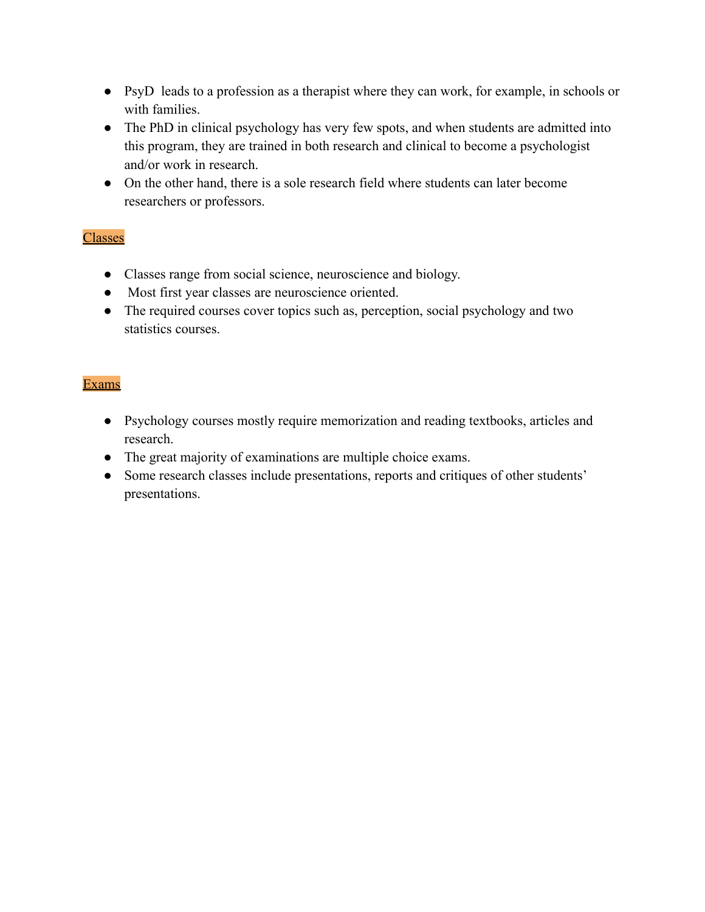- PsyD leads to a profession as a therapist where they can work, for example, in schools or with families.
- The PhD in clinical psychology has very few spots, and when students are admitted into this program, they are trained in both research and clinical to become a psychologist and/or work in research.
- On the other hand, there is a sole research field where students can later become researchers or professors.

## Classes

- Classes range from social science, neuroscience and biology.
- Most first year classes are neuroscience oriented.
- The required courses cover topics such as, perception, social psychology and two statistics courses.

## Exams

- Psychology courses mostly require memorization and reading textbooks, articles and research.
- The great majority of examinations are multiple choice exams.
- Some research classes include presentations, reports and critiques of other students' presentations.